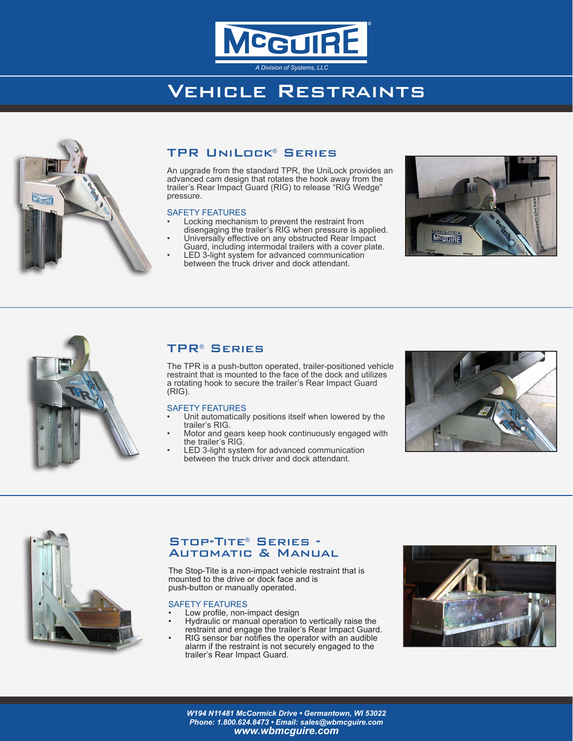# McGUIRE®

*A Division of Systems, LLC*

# Vehicle Restraints

## TPR UniLock® Series

An upgrade from the standard TPR, the UniLock provides an advanced cam design that rotates the hook away from the trailer's Rear Impact Guard (RIG) to release "RIG Wedge" pressure.

SAFETY FEATURES

- Locking mechanism to prevent the restraint from disengaging the trailer's RIG when pressure is applied.
- Universally effective on any obstructed Rear Impact Guard, including intermodal trailers with a cover plate.
- LED 3-light system for advanced communication between the truck driver and dock attendant.

## TPR® Series

The TPR is a push-button operated, trailer-positioned vehicle restraint that is mounted to the face of the dock and utilizes a rotating hook to secure the trailer's Rear Impact Guard (RIG).

SAFETY FEATURES

- Unit automatically positions itself when lowered by the trailer's RIG.
- Motor and gears keep hook continuously engaged with the trailer's RIG.
- LED 3-light system for advanced communication between the truck driver and dock attendant.

## Stop-Tite® Series - Automatic & Manual

The Stop-Tite is a non-impact vehicle restraint that is mounted to the drive or dock face and is push-button or manually operated.

SAFETY FEATURES

- Low profile, non-impact design
- Hydraulic or manual operation to vertically raise the restraint and engage the trailer's Rear Impact Guard.
- RIG sensor bar notifies the operator with an audible alarm if the restraint is not securely engaged to the trailer's Rear Impact Guard.

*W194 N11481 McCormick Drive • Germantown, WI 53022*
*Phone: 1.800.624.8473 • Email: sales@wbmcguire.com*
***www.wbmcguire.com***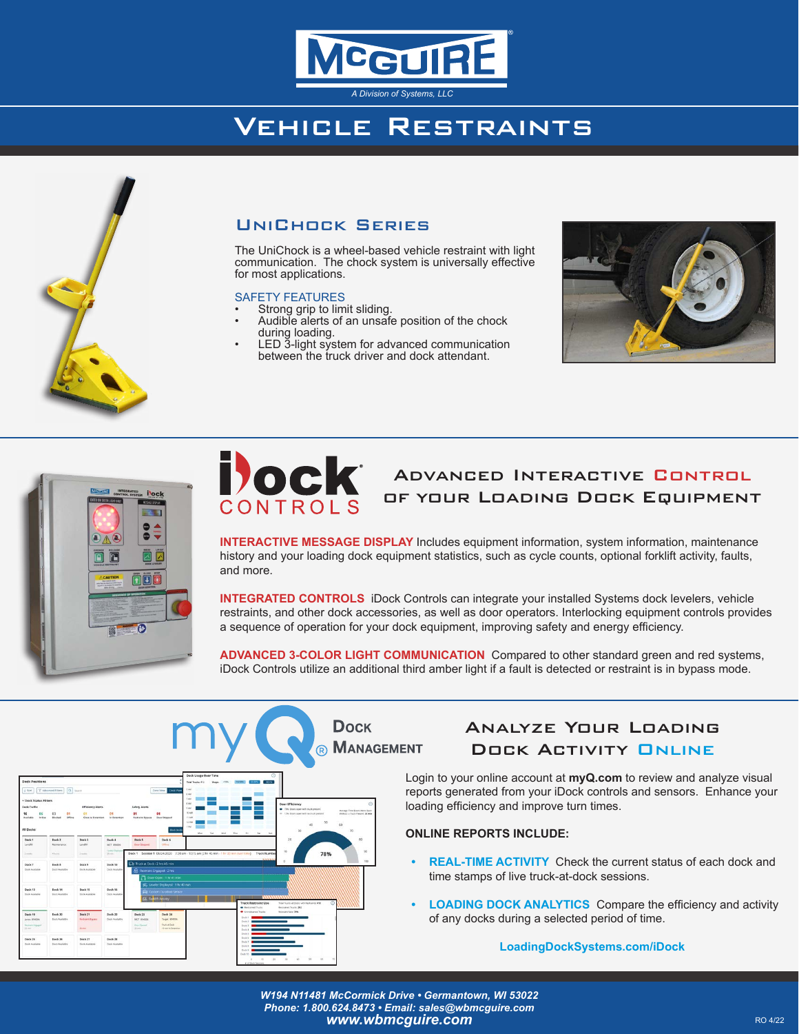McGUIRE®

A Division of Systems, LLC

# Vehicle Restraints

## UniChock Series

The UniChock is a wheel-based vehicle restraint with light communication. The chock system is universally effective for most applications.

SAFETY FEATURES

- Strong grip to limit sliding.
- Audible alerts of an unsafe position of the chock during loading.
- LED 3-light system for advanced communication between the truck driver and dock attendant.

## iDock CONTROLS

## Advanced Interactive Control of Your Loading Dock Equipment

**INTERACTIVE MESSAGE DISPLAY** Includes equipment information, system information, maintenance history and your loading dock equipment statistics, such as cycle counts, optional forklift activity, faults, and more.

**INTEGRATED CONTROLS** iDock Controls can integrate your installed Systems dock levelers, vehicle restraints, and other dock accessories, as well as door operators. Interlocking equipment controls provides a sequence of operation for your dock equipment, improving safety and energy efficiency.

**ADVANCED 3-COLOR LIGHT COMMUNICATION** Compared to other standard green and red systems, iDock Controls utilize an additional third amber light if a fault is detected or restraint is in bypass mode.

## myQ® Dock Management

## Analyze Your Loading Dock Activity Online

Login to your online account at **myQ.com** to review and analyze visual reports generated from your iDock controls and sensors. Enhance your loading efficiency and improve turn times.

**ONLINE REPORTS INCLUDE:**

- **REAL-TIME ACTIVITY** Check the current status of each dock and time stamps of live truck-at-dock sessions.
- **LOADING DOCK ANALYTICS** Compare the efficiency and activity of any docks during a selected period of time.

LoadingDockSystems.com/iDock

*W194 N11481 McCormick Drive • Germantown, WI 53022*
*Phone: 1.800.624.8473 • Email: sales@wbmcguire.com*
***www.wbmcguire.com***

RO 4/22